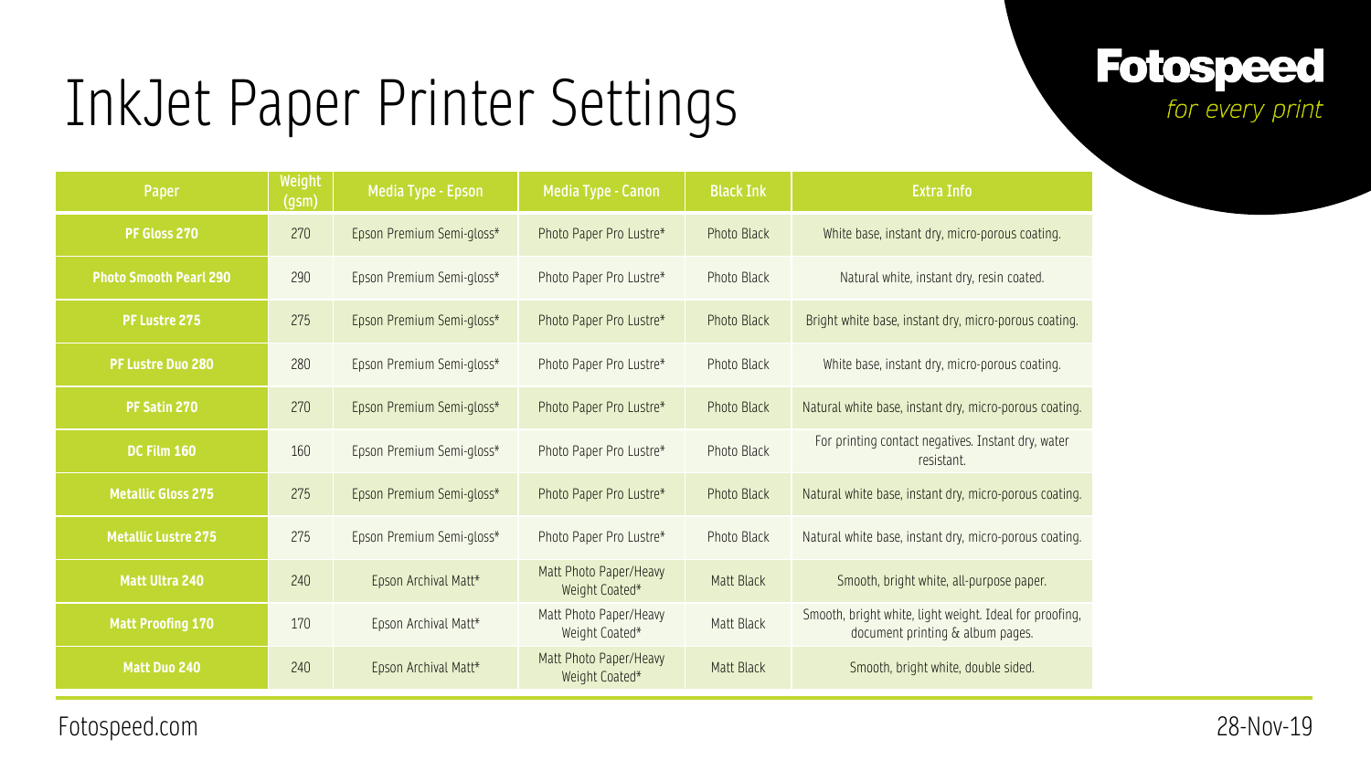# InkJet Paper Printer Settings

**Fotospeed**
*for every print*

| Paper | Weight (gsm) | Media Type - Epson | Media Type - Canon | Black Ink | Extra Info |
|---|---|---|---|---|---|
| **PF Gloss 270** | 270 | Epson Premium Semi-gloss* | Photo Paper Pro Lustre* | Photo Black | White base, instant dry, micro-porous coating. |
| **Photo Smooth Pearl 290** | 290 | Epson Premium Semi-gloss* | Photo Paper Pro Lustre* | Photo Black | Natural white, instant dry, resin coated. |
| **PF Lustre 275** | 275 | Epson Premium Semi-gloss* | Photo Paper Pro Lustre* | Photo Black | Bright white base, instant dry, micro-porous coating. |
| **PF Lustre Duo 280** | 280 | Epson Premium Semi-gloss* | Photo Paper Pro Lustre* | Photo Black | White base, instant dry, micro-porous coating. |
| **PF Satin 270** | 270 | Epson Premium Semi-gloss* | Photo Paper Pro Lustre* | Photo Black | Natural white base, instant dry, micro-porous coating. |
| **DC Film 160** | 160 | Epson Premium Semi-gloss* | Photo Paper Pro Lustre* | Photo Black | For printing contact negatives. Instant dry, water resistant. |
| **Metallic Gloss 275** | 275 | Epson Premium Semi-gloss* | Photo Paper Pro Lustre* | Photo Black | Natural white base, instant dry, micro-porous coating. |
| **Metallic Lustre 275** | 275 | Epson Premium Semi-gloss* | Photo Paper Pro Lustre* | Photo Black | Natural white base, instant dry, micro-porous coating. |
| **Matt Ultra 240** | 240 | Epson Archival Matt* | Matt Photo Paper/Heavy Weight Coated* | Matt Black | Smooth, bright white, all-purpose paper. |
| **Matt Proofing 170** | 170 | Epson Archival Matt* | Matt Photo Paper/Heavy Weight Coated* | Matt Black | Smooth, bright white, light weight. Ideal for proofing, document printing & album pages. |
| **Matt Duo 240** | 240 | Epson Archival Matt* | Matt Photo Paper/Heavy Weight Coated* | Matt Black | Smooth, bright white, double sided. |

Fotospeed.com

28-Nov-19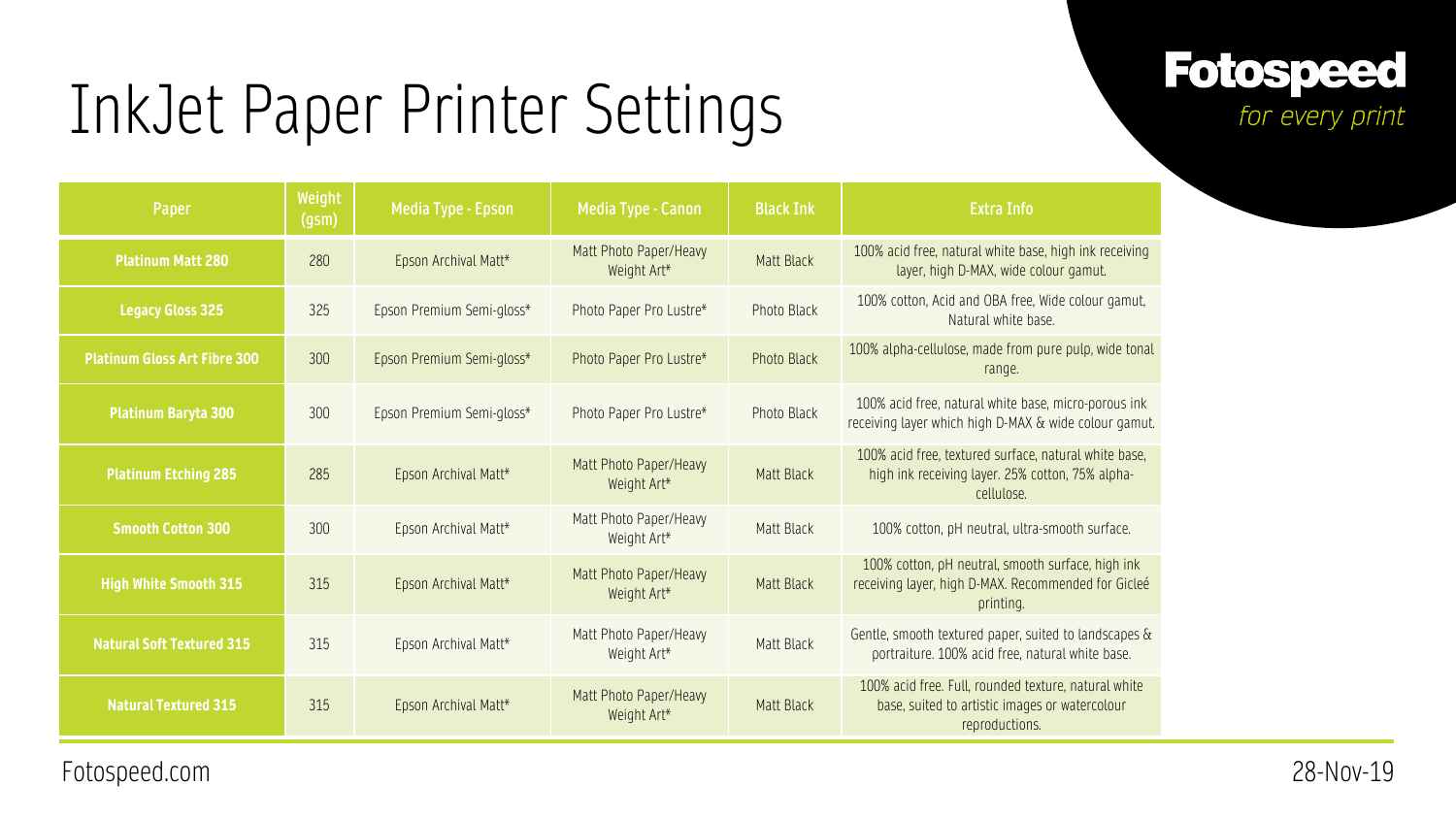# InkJet Paper Printer Settings

**Fotospeed**
*for every print*

| Paper | Weight (gsm) | Media Type - Epson | Media Type - Canon | Black Ink | Extra Info |
|---|---|---|---|---|---|
| **Platinum Matt 280** | 280 | Epson Archival Matt* | Matt Photo Paper/Heavy Weight Art* | Matt Black | 100% acid free, natural white base, high ink receiving layer, high D-MAX, wide colour gamut. |
| **Legacy Gloss 325** | 325 | Epson Premium Semi-gloss* | Photo Paper Pro Lustre* | Photo Black | 100% cotton, Acid and OBA free, Wide colour gamut, Natural white base. |
| **Platinum Gloss Art Fibre 300** | 300 | Epson Premium Semi-gloss* | Photo Paper Pro Lustre* | Photo Black | 100% alpha-cellulose, made from pure pulp, wide tonal range. |
| **Platinum Baryta 300** | 300 | Epson Premium Semi-gloss* | Photo Paper Pro Lustre* | Photo Black | 100% acid free, natural white base, micro-porous ink receiving layer which high D-MAX & wide colour gamut. |
| **Platinum Etching 285** | 285 | Epson Archival Matt* | Matt Photo Paper/Heavy Weight Art* | Matt Black | 100% acid free, textured surface, natural white base, high ink receiving layer. 25% cotton, 75% alpha-cellulose. |
| **Smooth Cotton 300** | 300 | Epson Archival Matt* | Matt Photo Paper/Heavy Weight Art* | Matt Black | 100% cotton, pH neutral, ultra-smooth surface. |
| **High White Smooth 315** | 315 | Epson Archival Matt* | Matt Photo Paper/Heavy Weight Art* | Matt Black | 100% cotton, pH neutral, smooth surface, high ink receiving layer, high D-MAX. Recommended for Gicleé printing. |
| **Natural Soft Textured 315** | 315 | Epson Archival Matt* | Matt Photo Paper/Heavy Weight Art* | Matt Black | Gentle, smooth textured paper, suited to landscapes & portraiture. 100% acid free, natural white base. |
| **Natural Textured 315** | 315 | Epson Archival Matt* | Matt Photo Paper/Heavy Weight Art* | Matt Black | 100% acid free. Full, rounded texture, natural white base, suited to artistic images or watercolour reproductions. |

Fotospeed.com

28-Nov-19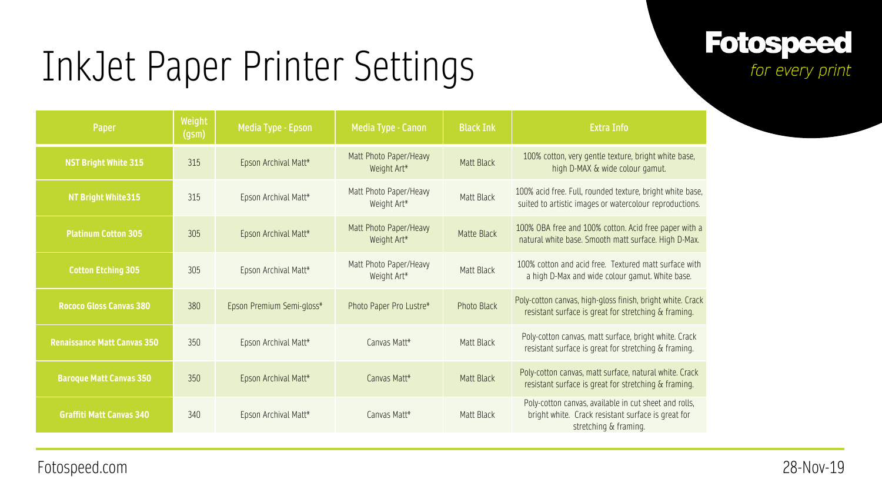# InkJet Paper Printer Settings

**Fotospeed**
*for every print*

| Paper | Weight (gsm) | Media Type - Epson | Media Type - Canon | Black Ink | Extra Info |
|---|---|---|---|---|---|
| **NST Bright White 315** | 315 | Epson Archival Matt* | Matt Photo Paper/Heavy Weight Art* | Matt Black | 100% cotton, very gentle texture, bright white base, high D-MAX & wide colour gamut. |
| **NT Bright White315** | 315 | Epson Archival Matt* | Matt Photo Paper/Heavy Weight Art* | Matt Black | 100% acid free. Full, rounded texture, bright white base, suited to artistic images or watercolour reproductions. |
| **Platinum Cotton 305** | 305 | Epson Archival Matt* | Matt Photo Paper/Heavy Weight Art* | Matte Black | 100% OBA free and 100% cotton. Acid free paper with a natural white base. Smooth matt surface. High D-Max. |
| **Cotton Etching 305** | 305 | Epson Archival Matt* | Matt Photo Paper/Heavy Weight Art* | Matt Black | 100% cotton and acid free. Textured matt surface with a high D-Max and wide colour gamut. White base. |
| **Rococo Gloss Canvas 380** | 380 | Epson Premium Semi-gloss* | Photo Paper Pro Lustre* | Photo Black | Poly-cotton canvas, high-gloss finish, bright white. Crack resistant surface is great for stretching & framing. |
| **Renaissance Matt Canvas 350** | 350 | Epson Archival Matt* | Canvas Matt* | Matt Black | Poly-cotton canvas, matt surface, bright white. Crack resistant surface is great for stretching & framing. |
| **Baroque Matt Canvas 350** | 350 | Epson Archival Matt* | Canvas Matt* | Matt Black | Poly-cotton canvas, matt surface, natural white. Crack resistant surface is great for stretching & framing. |
| **Graffiti Matt Canvas 340** | 340 | Epson Archival Matt* | Canvas Matt* | Matt Black | Poly-cotton canvas, available in cut sheet and rolls, bright white. Crack resistant surface is great for stretching & framing. |

Fotospeed.com

28-Nov-19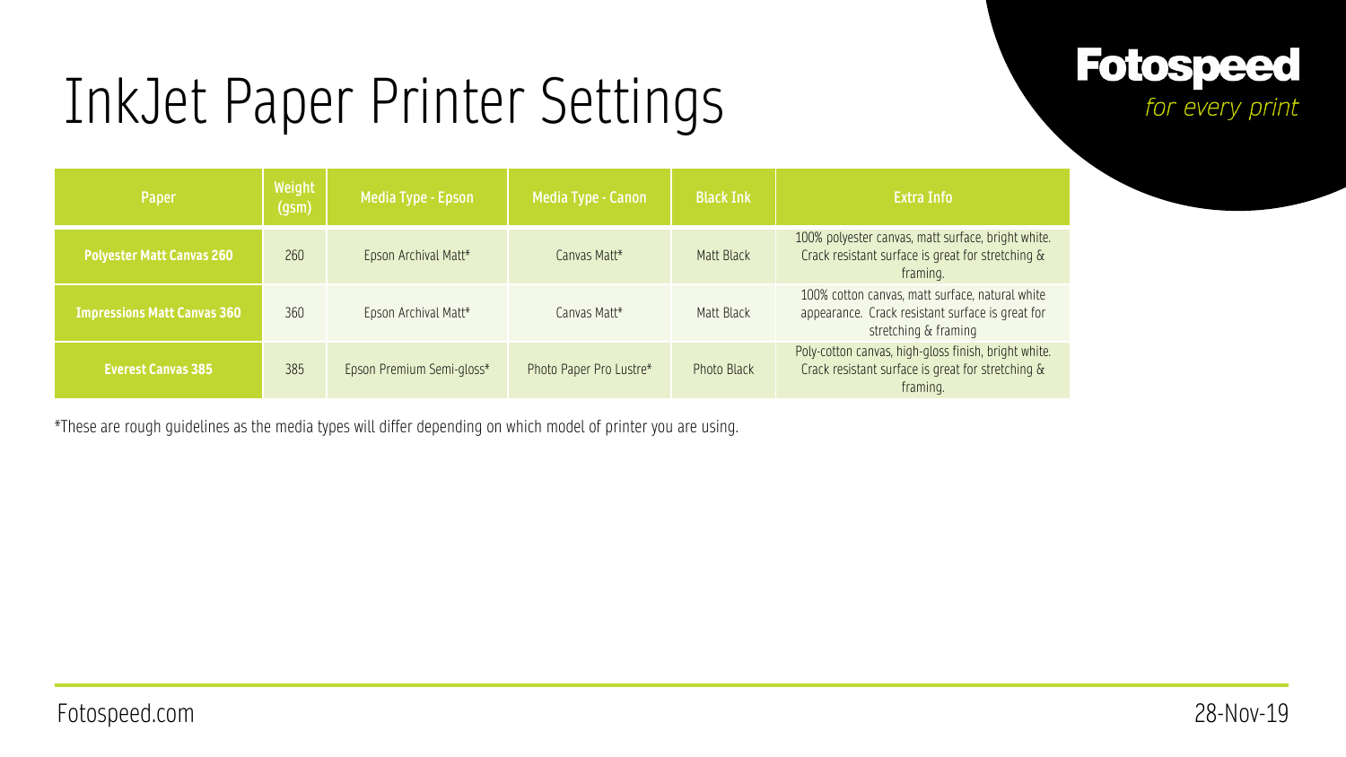# InkJet Paper Printer Settings

| Paper | Weight (gsm) | Media Type - Epson | Media Type - Canon | Black Ink | Extra Info |
|---|---|---|---|---|---|
| **Polyester Matt Canvas 260** | 260 | Epson Archival Matt* | Canvas Matt* | Matt Black | 100% polyester canvas, matt surface, bright white. Crack resistant surface is great for stretching & framing. |
| **Impressions Matt Canvas 360** | 360 | Epson Archival Matt* | Canvas Matt* | Matt Black | 100% cotton canvas, matt surface, natural white appearance. Crack resistant surface is great for stretching & framing |
| **Everest Canvas 385** | 385 | Epson Premium Semi-gloss* | Photo Paper Pro Lustre* | Photo Black | Poly-cotton canvas, high-gloss finish, bright white. Crack resistant surface is great for stretching & framing. |

*These are rough guidelines as the media types will differ depending on which model of printer you are using.